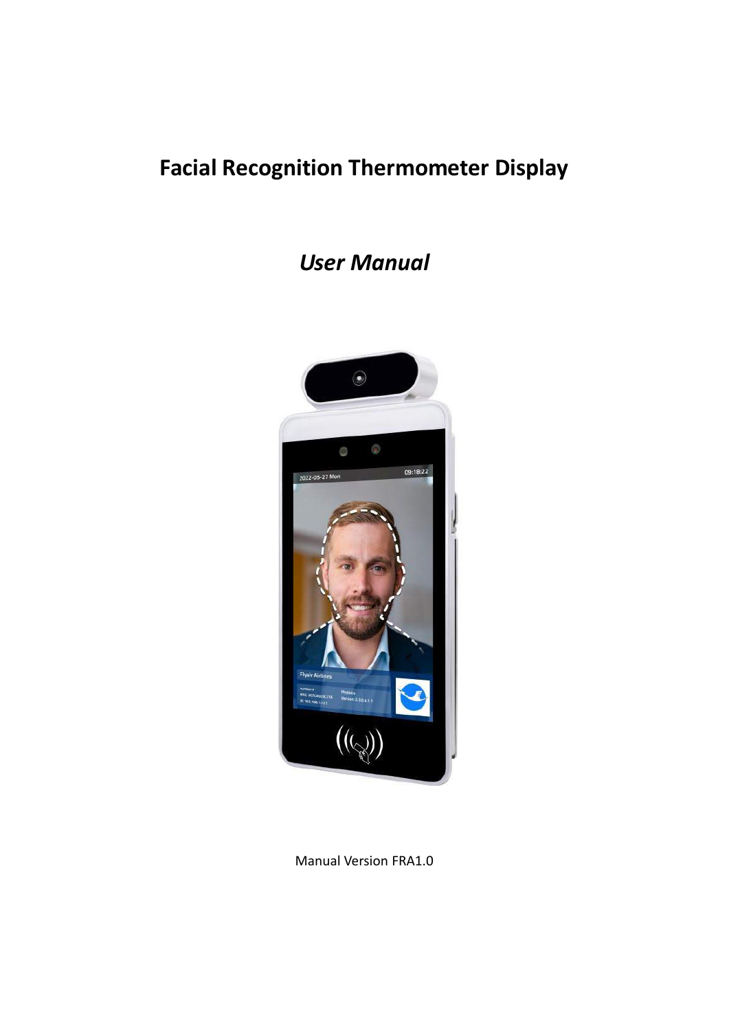# Facial Recognition Thermometer Display

## *User Manual*

Manual Version FRA1.0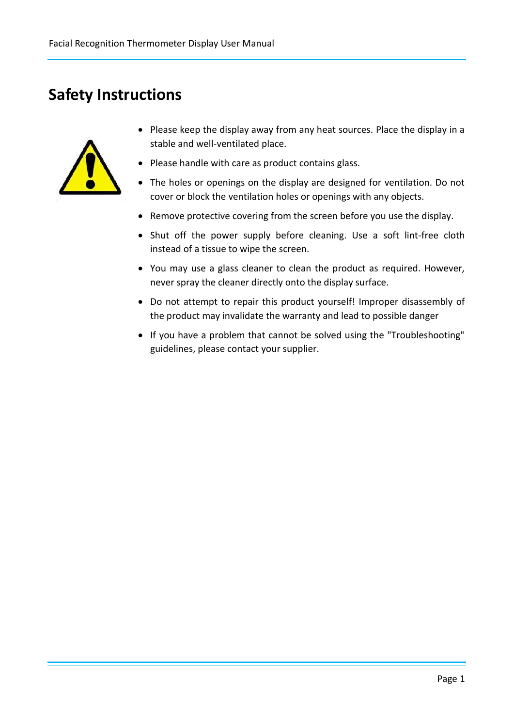# Safety Instructions

- Please keep the display away from any heat sources. Place the display in a stable and well-ventilated place.
- Please handle with care as product contains glass.
- The holes or openings on the display are designed for ventilation. Do not cover or block the ventilation holes or openings with any objects.
- Remove protective covering from the screen before you use the display.
- Shut off the power supply before cleaning. Use a soft lint-free cloth instead of a tissue to wipe the screen.
- You may use a glass cleaner to clean the product as required. However, never spray the cleaner directly onto the display surface.
- Do not attempt to repair this product yourself! Improper disassembly of the product may invalidate the warranty and lead to possible danger
- If you have a problem that cannot be solved using the "Troubleshooting" guidelines, please contact your supplier.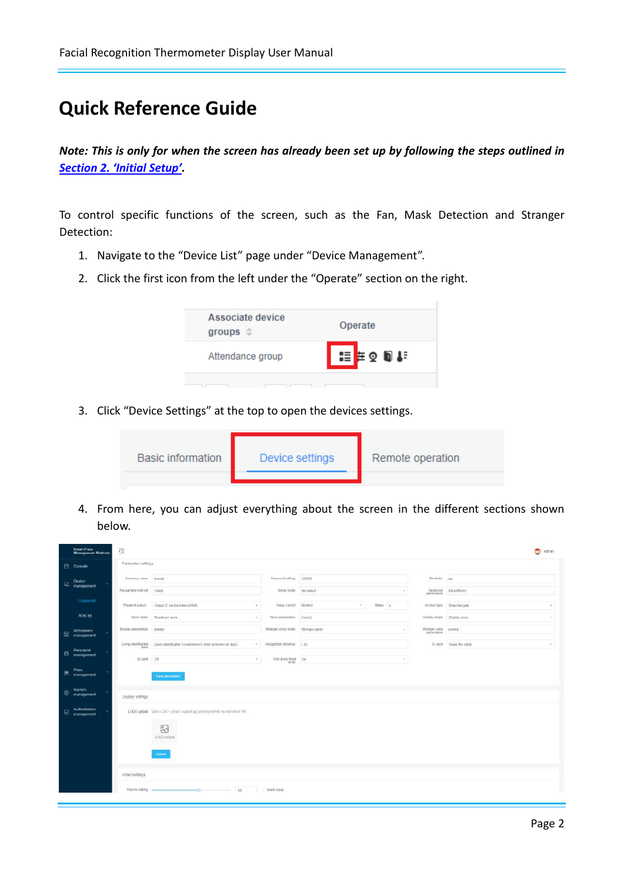# Quick Reference Guide

***Note: This is only for when the screen has already been set up by following the steps outlined in [Section 2. 'Initial Setup'](#).***

To control specific functions of the screen, such as the Fan, Mask Detection and Stranger Detection:

1. Navigate to the "Device List" page under "Device Management".
2. Click the first icon from the left under the "Operate" section on the right.
3. Click "Device Settings" at the top to open the devices settings.
4. From here, you can adjust everything about the screen in the different sections shown below.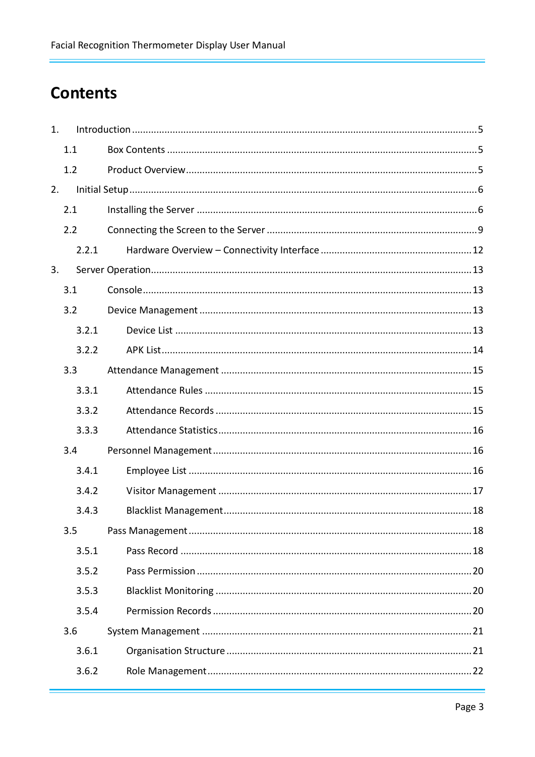# Contents

1. Introduction ..... 5
   - 1.1 Box Contents ..... 5
   - 1.2 Product Overview ..... 5
2. Initial Setup ..... 6
   - 2.1 Installing the Server ..... 6
   - 2.2 Connecting the Screen to the Server ..... 9
     - 2.2.1 Hardware Overview – Connectivity Interface ..... 12
3. Server Operation ..... 13
   - 3.1 Console ..... 13
   - 3.2 Device Management ..... 13
     - 3.2.1 Device List ..... 13
     - 3.2.2 APK List ..... 14
   - 3.3 Attendance Management ..... 15
     - 3.3.1 Attendance Rules ..... 15
     - 3.3.2 Attendance Records ..... 15
     - 3.3.3 Attendance Statistics ..... 16
   - 3.4 Personnel Management ..... 16
     - 3.4.1 Employee List ..... 16
     - 3.4.2 Visitor Management ..... 17
     - 3.4.3 Blacklist Management ..... 18
   - 3.5 Pass Management ..... 18
     - 3.5.1 Pass Record ..... 18
     - 3.5.2 Pass Permission ..... 20
     - 3.5.3 Blacklist Monitoring ..... 20
     - 3.5.4 Permission Records ..... 20
   - 3.6 System Management ..... 21
     - 3.6.1 Organisation Structure ..... 21
     - 3.6.2 Role Management ..... 22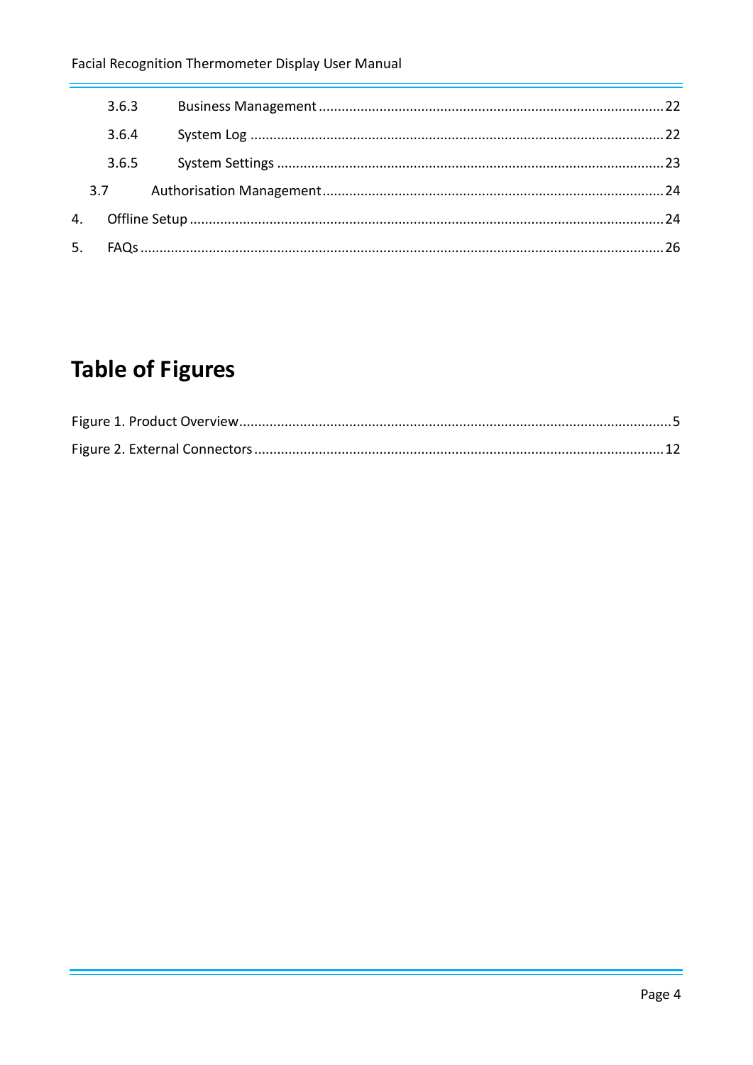3.6.3 Business Management ........................................................................................ 22

3.6.4 System Log ........................................................................................ 22

3.6.5 System Settings ........................................................................................ 23

3.7 Authorisation Management ........................................................................................ 24

4. Offline Setup ........................................................................................ 24

5. FAQs ........................................................................................ 26

# Table of Figures

Figure 1. Product Overview ........................................................................................ 5

Figure 2. External Connectors ........................................................................................ 12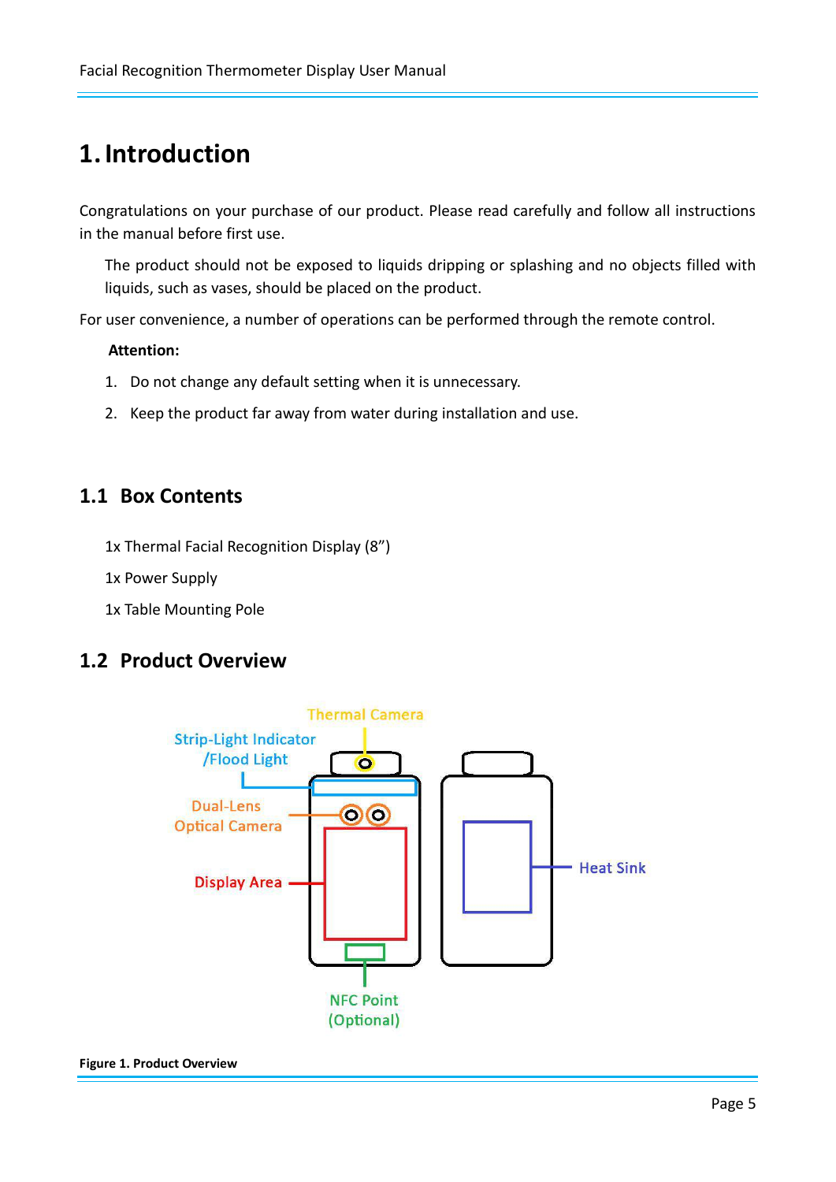# 1. Introduction

Congratulations on your purchase of our product. Please read carefully and follow all instructions in the manual before first use.

The product should not be exposed to liquids dripping or splashing and no objects filled with liquids, such as vases, should be placed on the product.

For user convenience, a number of operations can be performed through the remote control.

**Attention:**

1. Do not change any default setting when it is unnecessary.
2. Keep the product far away from water during installation and use.

## 1.1 Box Contents

1x Thermal Facial Recognition Display (8”)

1x Power Supply

1x Table Mounting Pole

## 1.2 Product Overview

Thermal Camera

Strip-Light Indicator /Flood Light

Dual-Lens Optical Camera

Display Area

NFC Point (Optional)

Heat Sink

**Figure 1. Product Overview**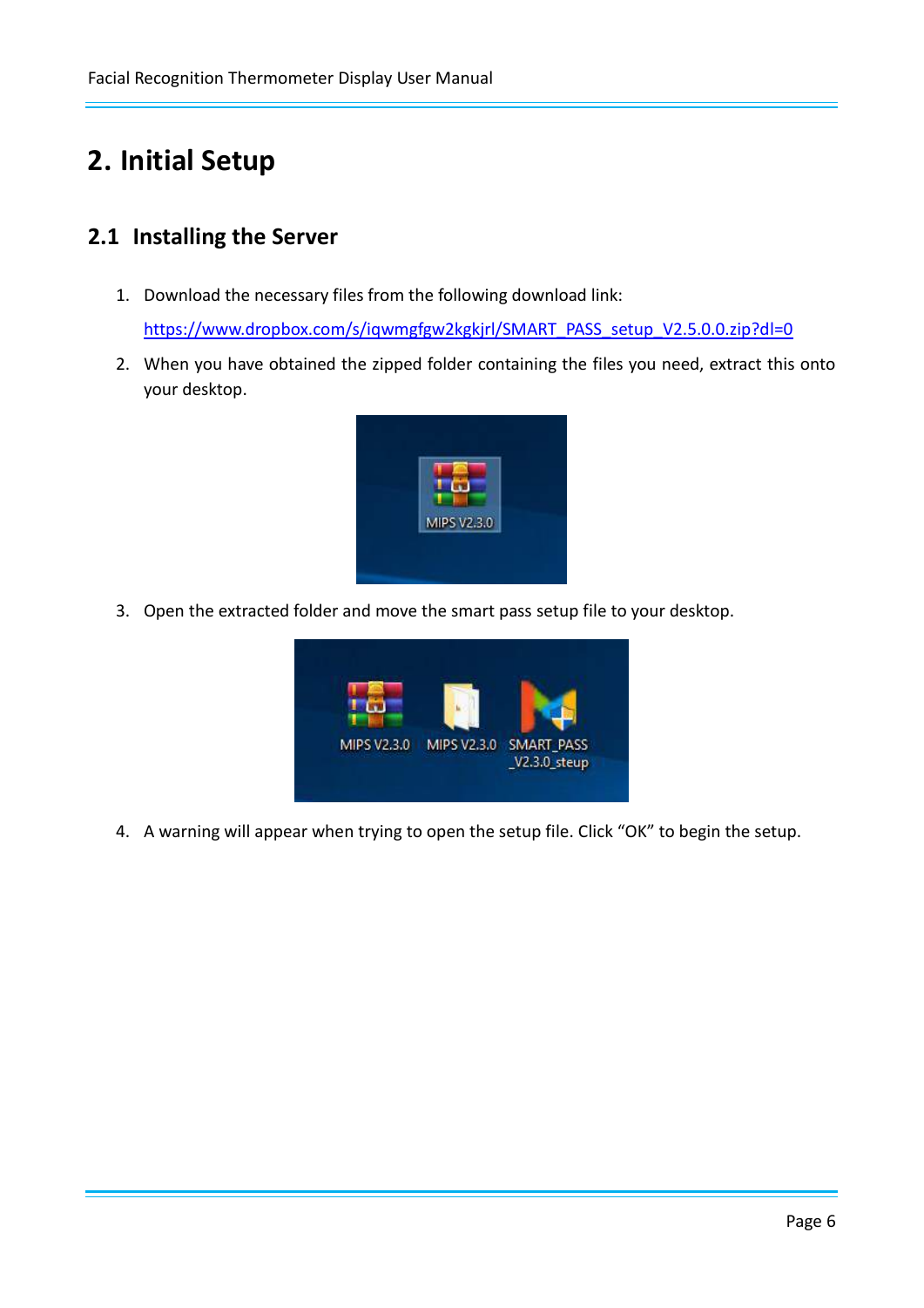# 2. Initial Setup

## 2.1 Installing the Server

1. Download the necessary files from the following download link:
   [https://www.dropbox.com/s/iqwmgfgw2kgkjrl/SMART_PASS_setup_V2.5.0.0.zip?dl=0](https://www.dropbox.com/s/iqwmgfgw2kgkjrl/SMART_PASS_setup_V2.5.0.0.zip?dl=0)
2. When you have obtained the zipped folder containing the files you need, extract this onto your desktop.
3. Open the extracted folder and move the smart pass setup file to your desktop.
4. A warning will appear when trying to open the setup file. Click "OK" to begin the setup.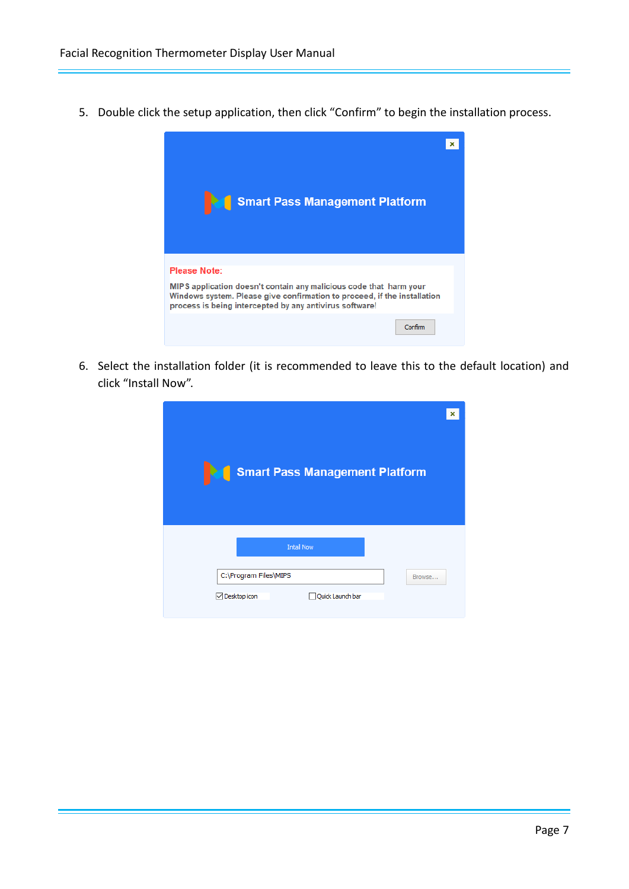5. Double click the setup application, then click “Confirm” to begin the installation process.

6. Select the installation folder (it is recommended to leave this to the default location) and click “Install Now”.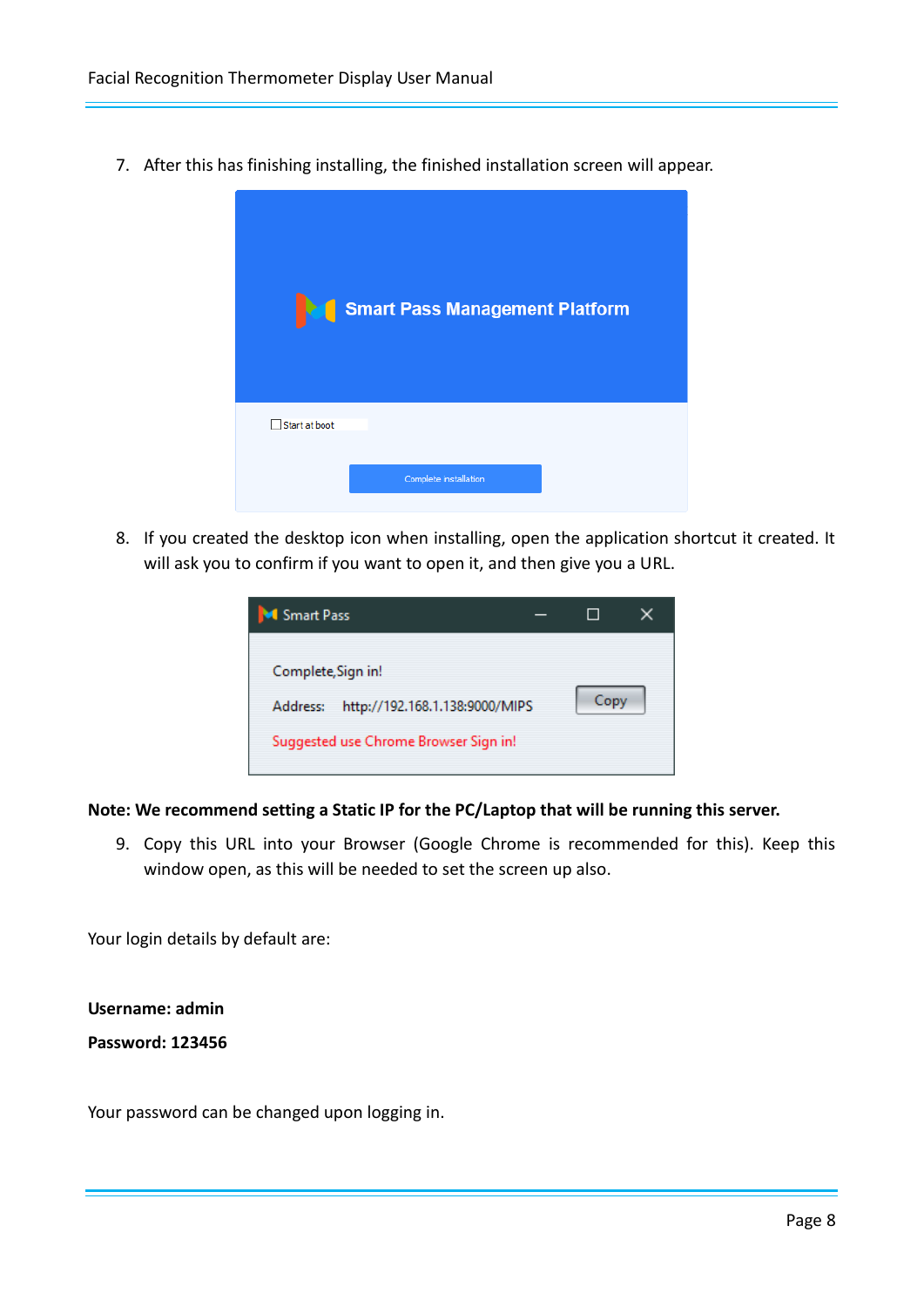7. After this has finishing installing, the finished installation screen will appear.

8. If you created the desktop icon when installing, open the application shortcut it created. It will ask you to confirm if you want to open it, and then give you a URL.

**Note: We recommend setting a Static IP for the PC/Laptop that will be running this server.**

9. Copy this URL into your Browser (Google Chrome is recommended for this). Keep this window open, as this will be needed to set the screen up also.

Your login details by default are:

**Username: admin**

**Password: 123456**

Your password can be changed upon logging in.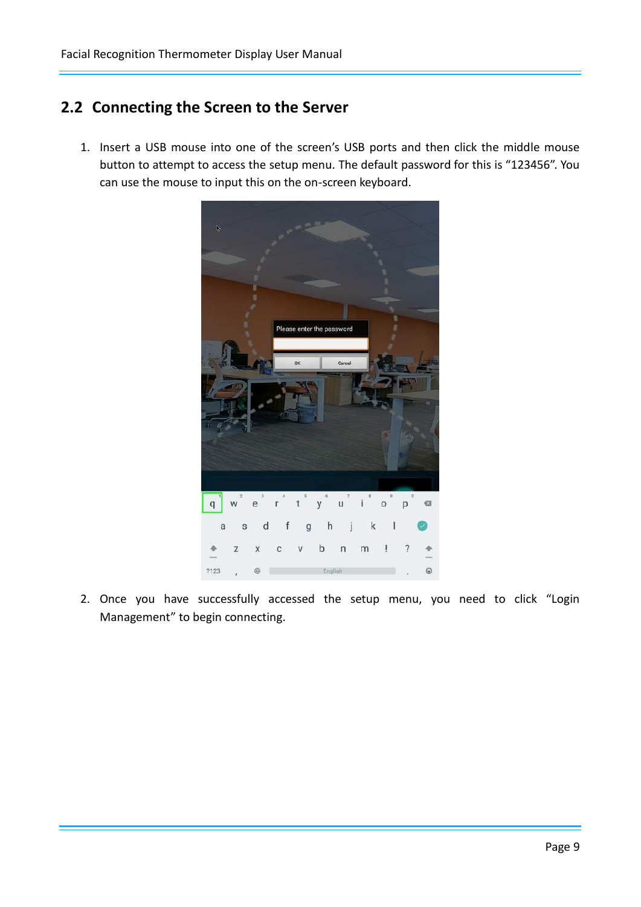## 2.2 Connecting the Screen to the Server

1. Insert a USB mouse into one of the screen's USB ports and then click the middle mouse button to attempt to access the setup menu. The default password for this is "123456". You can use the mouse to input this on the on-screen keyboard.

2. Once you have successfully accessed the setup menu, you need to click "Login Management" to begin connecting.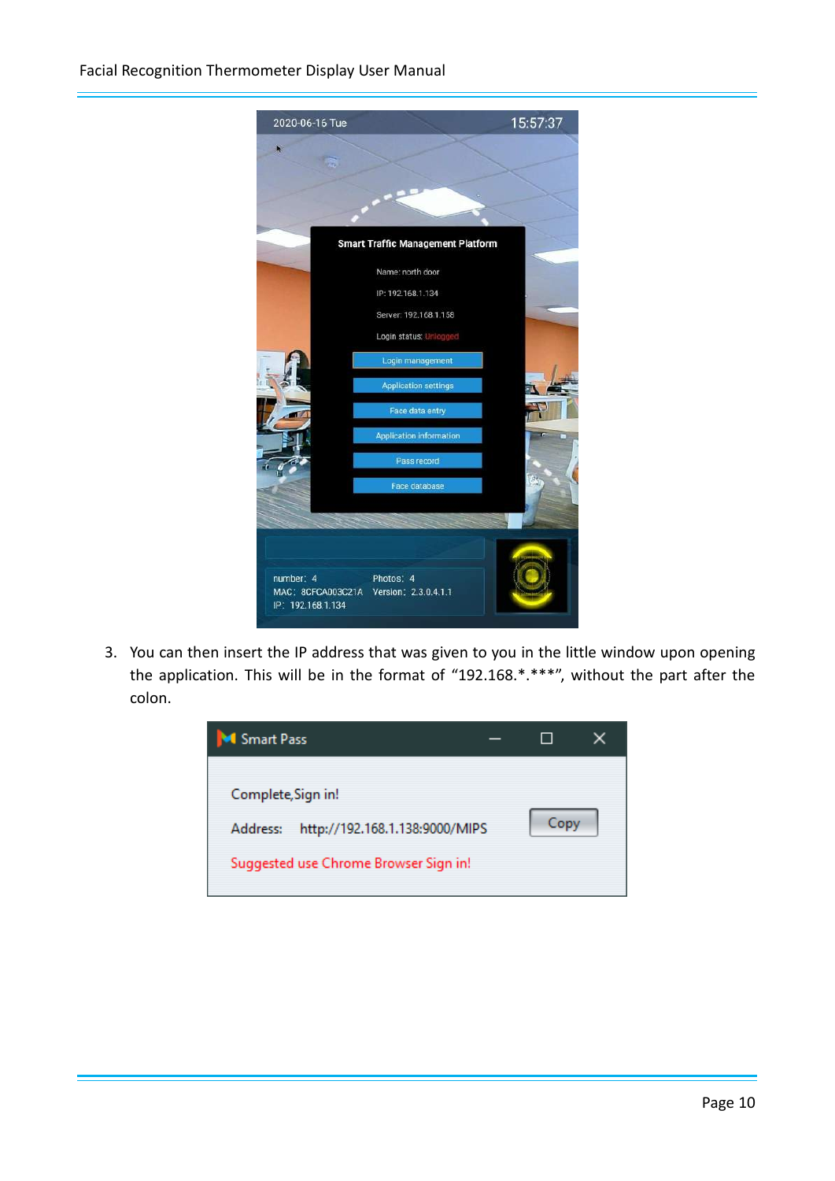3. You can then insert the IP address that was given to you in the little window upon opening the application. This will be in the format of “192.168.*.***”, without the part after the colon.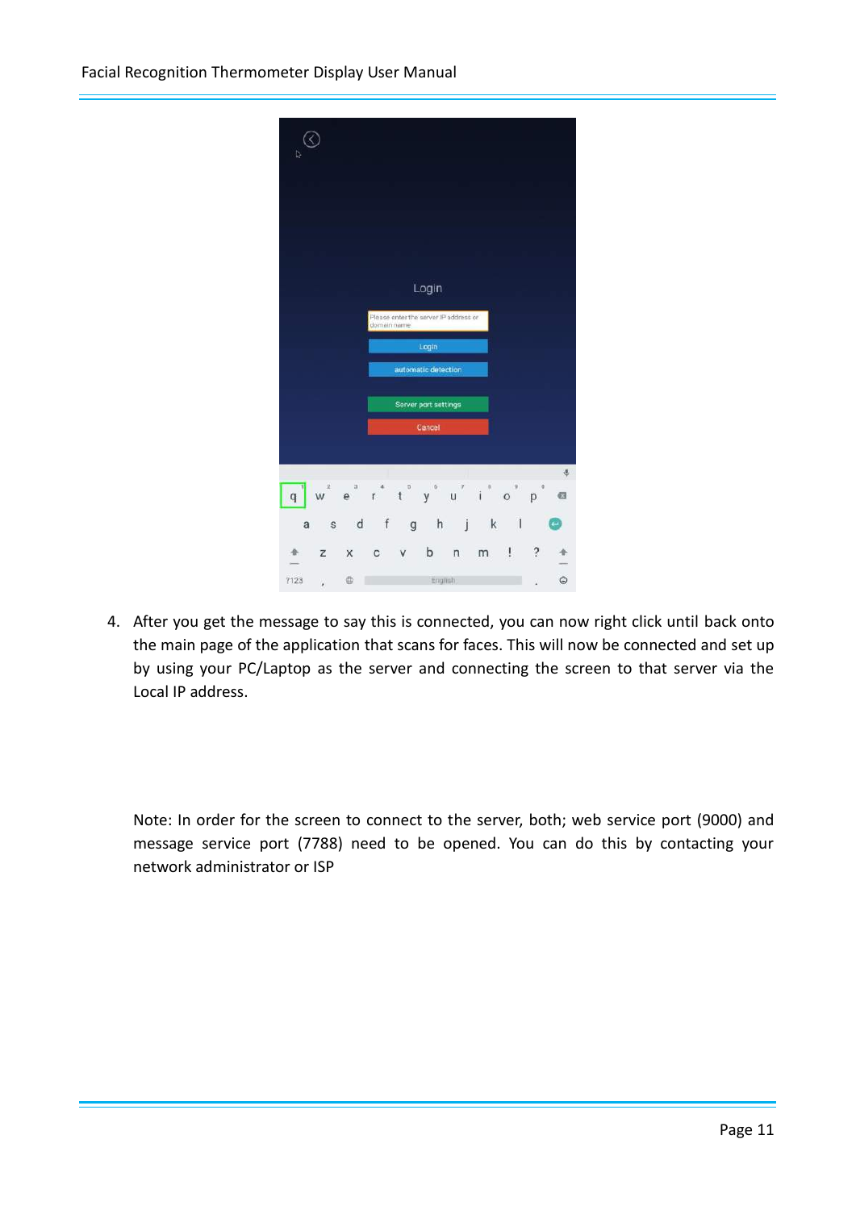4. After you get the message to say this is connected, you can now right click until back onto the main page of the application that scans for faces. This will now be connected and set up by using your PC/Laptop as the server and connecting the screen to that server via the Local IP address.

Note: In order for the screen to connect to the server, both; web service port (9000) and message service port (7788) need to be opened. You can do this by contacting your network administrator or ISP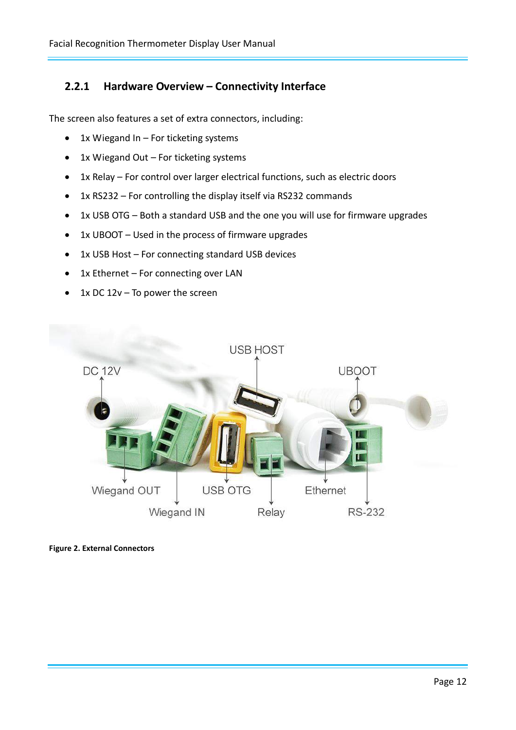### 2.2.1 Hardware Overview – Connectivity Interface

The screen also features a set of extra connectors, including:

- 1x Wiegand In – For ticketing systems
- 1x Wiegand Out – For ticketing systems
- 1x Relay – For control over larger electrical functions, such as electric doors
- 1x RS232 – For controlling the display itself via RS232 commands
- 1x USB OTG – Both a standard USB and the one you will use for firmware upgrades
- 1x UBOOT – Used in the process of firmware upgrades
- 1x USB Host – For connecting standard USB devices
- 1x Ethernet – For connecting over LAN
- 1x DC 12v – To power the screen

**Figure 2. External Connectors**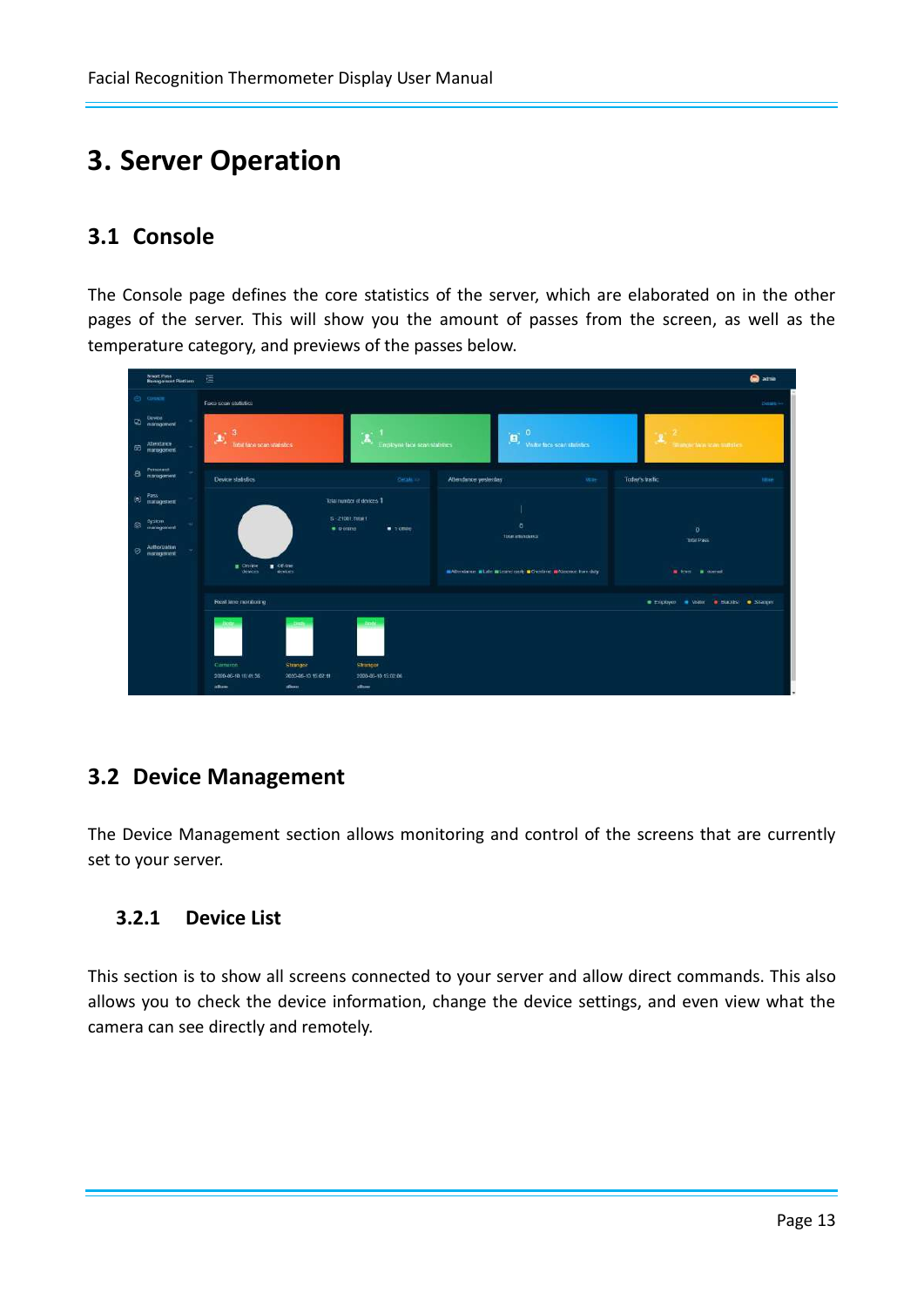# 3. Server Operation

## 3.1 Console

The Console page defines the core statistics of the server, which are elaborated on in the other pages of the server. This will show you the amount of passes from the screen, as well as the temperature category, and previews of the passes below.

## 3.2 Device Management

The Device Management section allows monitoring and control of the screens that are currently set to your server.

### 3.2.1 Device List

This section is to show all screens connected to your server and allow direct commands. This also allows you to check the device information, change the device settings, and even view what the camera can see directly and remotely.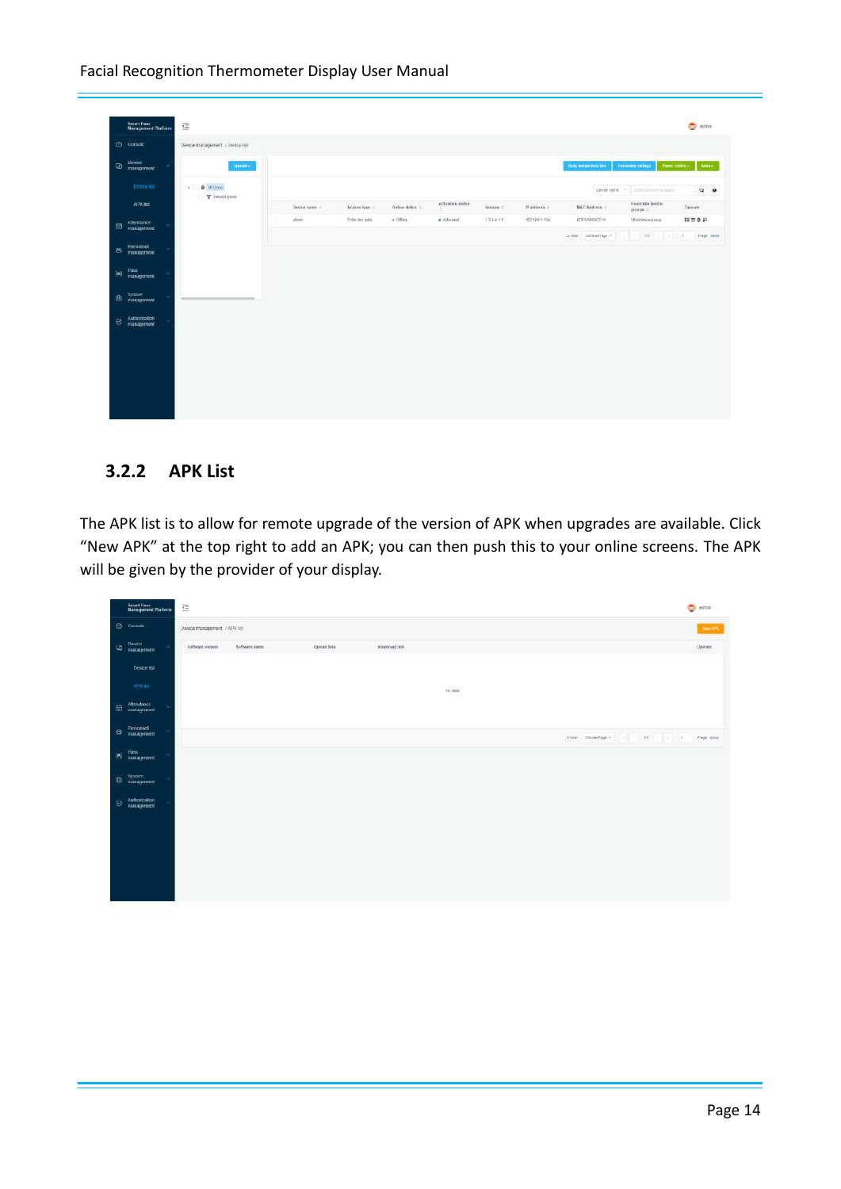### 3.2.2 APK List

The APK list is to allow for remote upgrade of the version of APK when upgrades are available. Click "New APK" at the top right to add an APK; you can then push this to your online screens. The APK will be given by the provider of your display.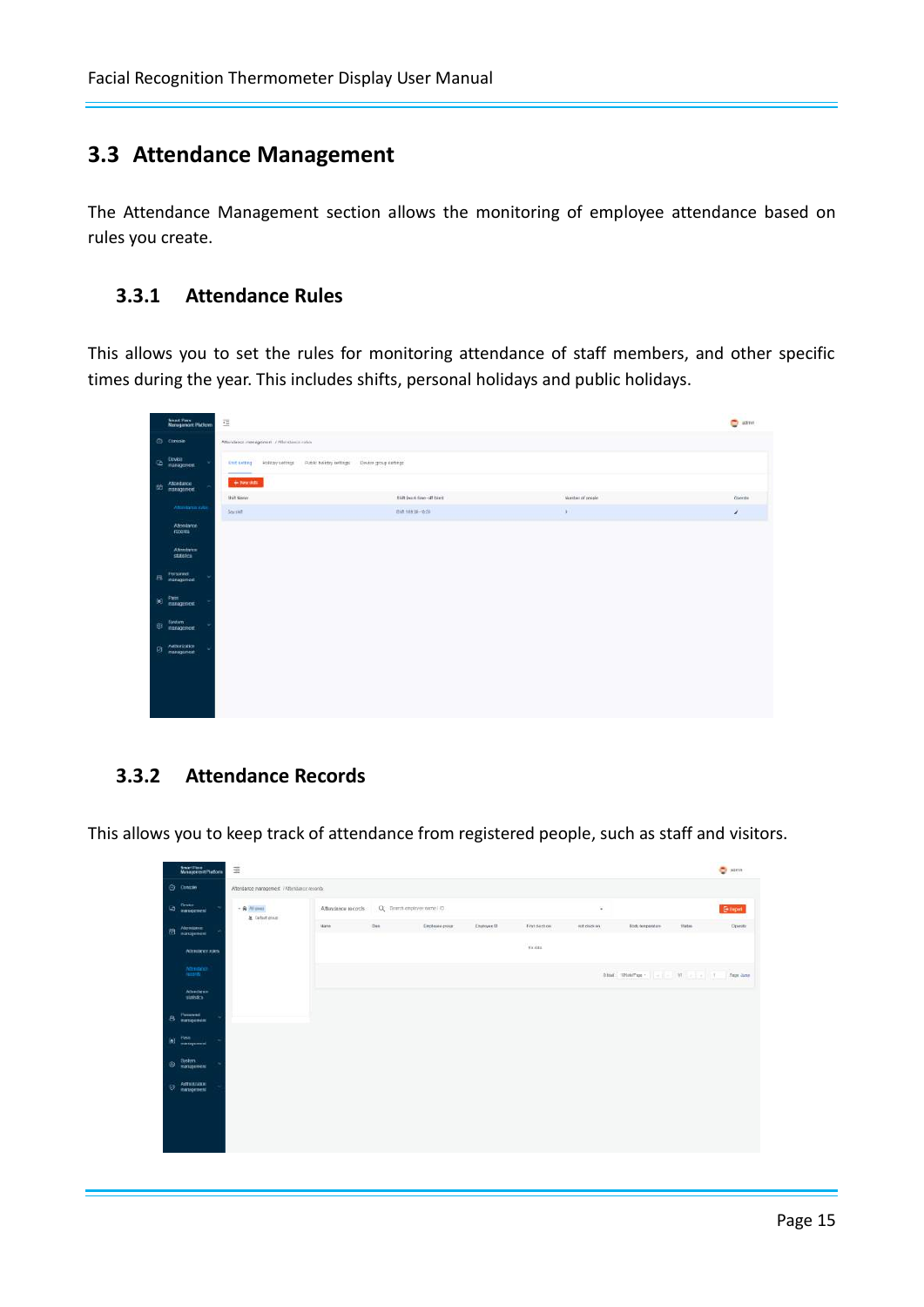## 3.3 Attendance Management

The Attendance Management section allows the monitoring of employee attendance based on rules you create.

### 3.3.1 Attendance Rules

This allows you to set the rules for monitoring attendance of staff members, and other specific times during the year. This includes shifts, personal holidays and public holidays.

### 3.3.2 Attendance Records

This allows you to keep track of attendance from registered people, such as staff and visitors.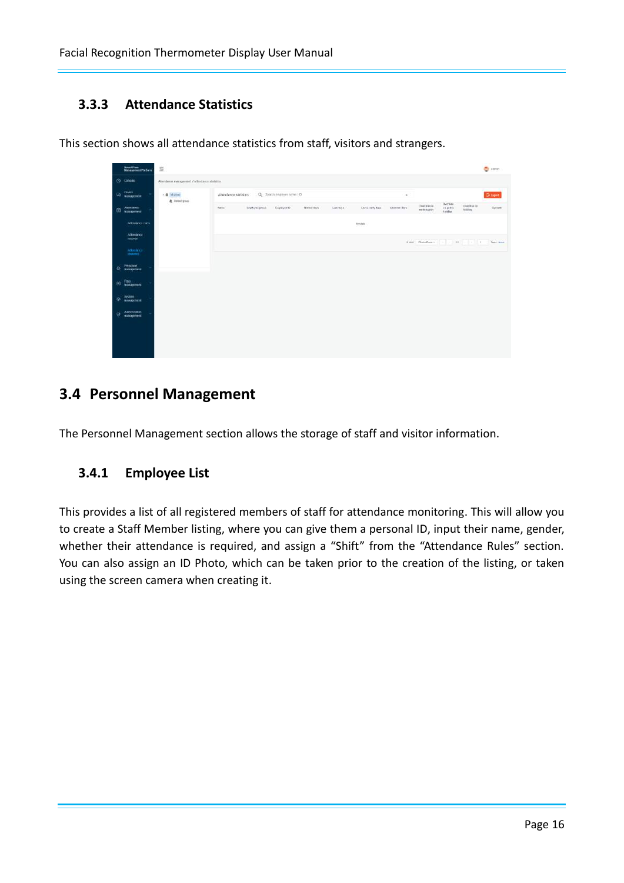### 3.3.3 Attendance Statistics

This section shows all attendance statistics from staff, visitors and strangers.

## 3.4 Personnel Management

The Personnel Management section allows the storage of staff and visitor information.

### 3.4.1 Employee List

This provides a list of all registered members of staff for attendance monitoring. This will allow you to create a Staff Member listing, where you can give them a personal ID, input their name, gender, whether their attendance is required, and assign a “Shift” from the “Attendance Rules” section. You can also assign an ID Photo, which can be taken prior to the creation of the listing, or taken using the screen camera when creating it.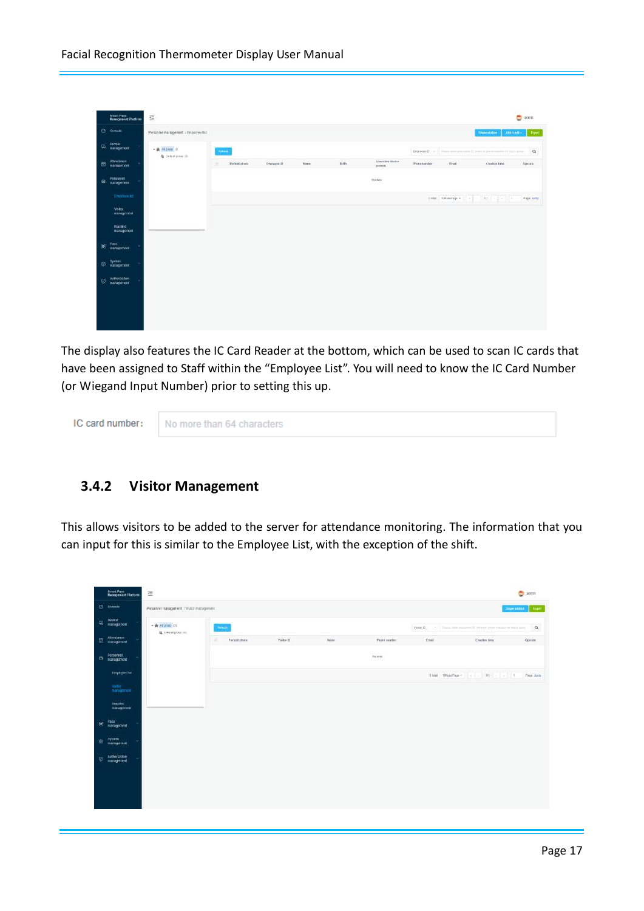The display also features the IC Card Reader at the bottom, which can be used to scan IC cards that have been assigned to Staff within the "Employee List". You will need to know the IC Card Number (or Wiegand Input Number) prior to setting this up.

IC card number: No more than 64 characters

### 3.4.2 Visitor Management

This allows visitors to be added to the server for attendance monitoring. The information that you can input for this is similar to the Employee List, with the exception of the shift.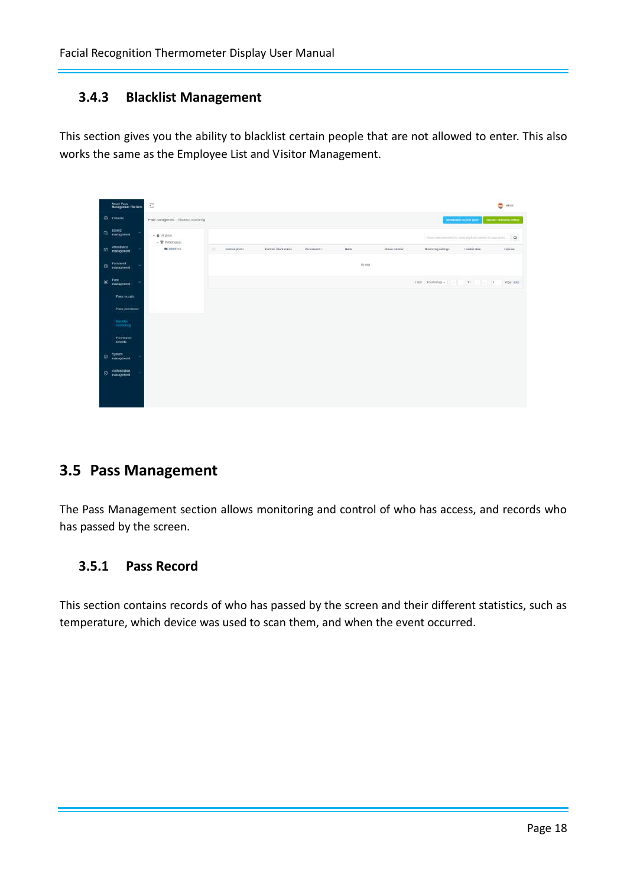### 3.4.3 Blacklist Management

This section gives you the ability to blacklist certain people that are not allowed to enter. This also works the same as the Employee List and Visitor Management.

## 3.5 Pass Management

The Pass Management section allows monitoring and control of who has access, and records who has passed by the screen.

### 3.5.1 Pass Record

This section contains records of who has passed by the screen and their different statistics, such as temperature, which device was used to scan them, and when the event occurred.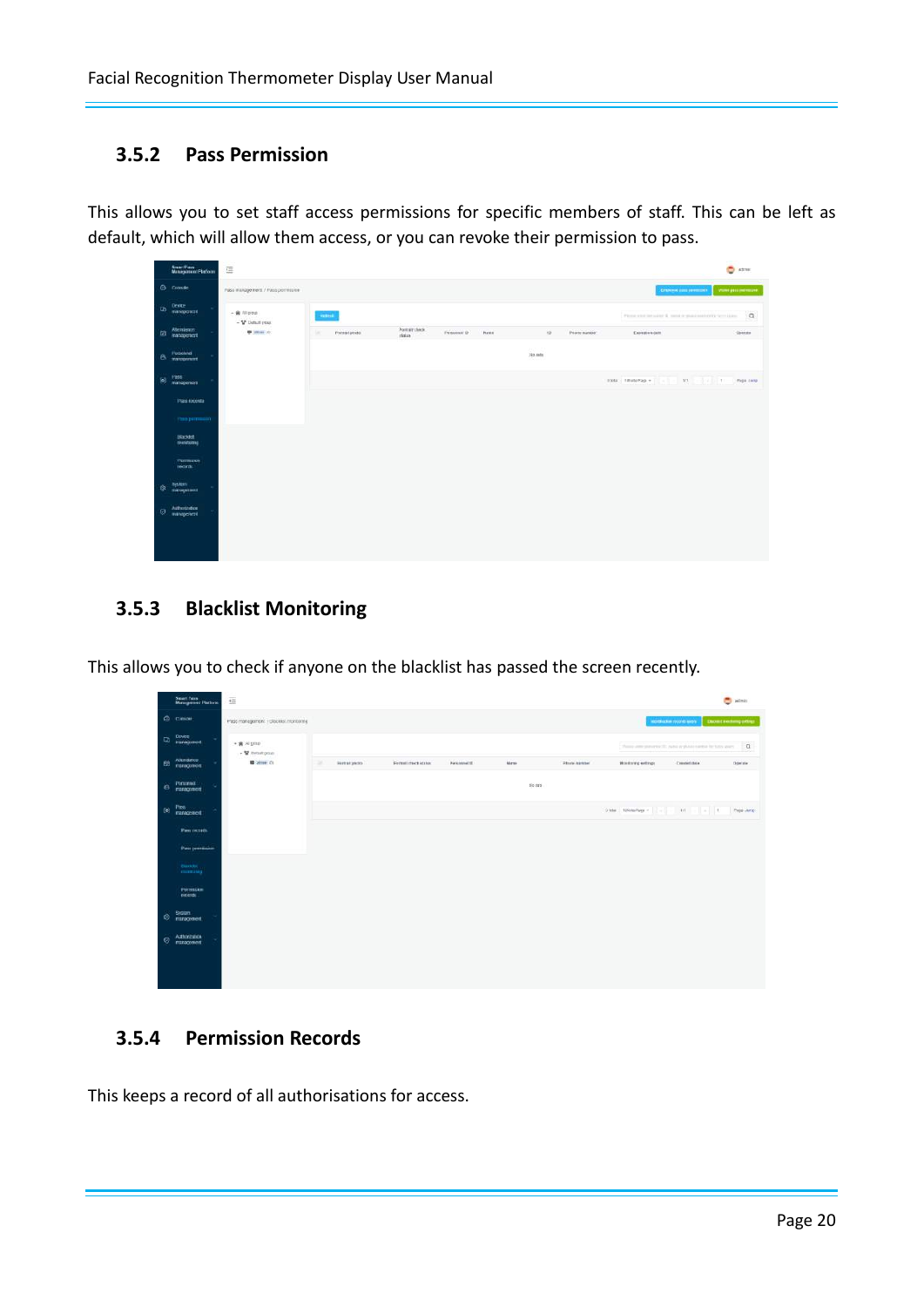### 3.5.2 Pass Permission

This allows you to set staff access permissions for specific members of staff. This can be left as default, which will allow them access, or you can revoke their permission to pass.

### 3.5.3 Blacklist Monitoring

This allows you to check if anyone on the blacklist has passed the screen recently.

### 3.5.4 Permission Records

This keeps a record of all authorisations for access.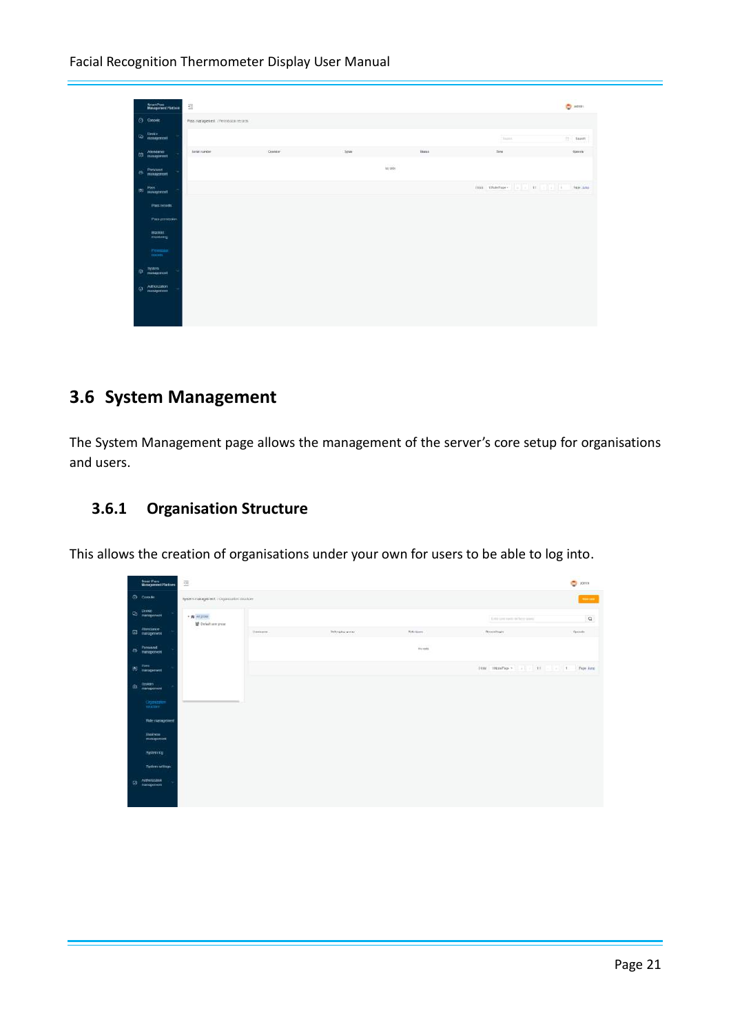## 3.6 System Management

The System Management page allows the management of the server's core setup for organisations and users.

### 3.6.1 Organisation Structure

This allows the creation of organisations under your own for users to be able to log into.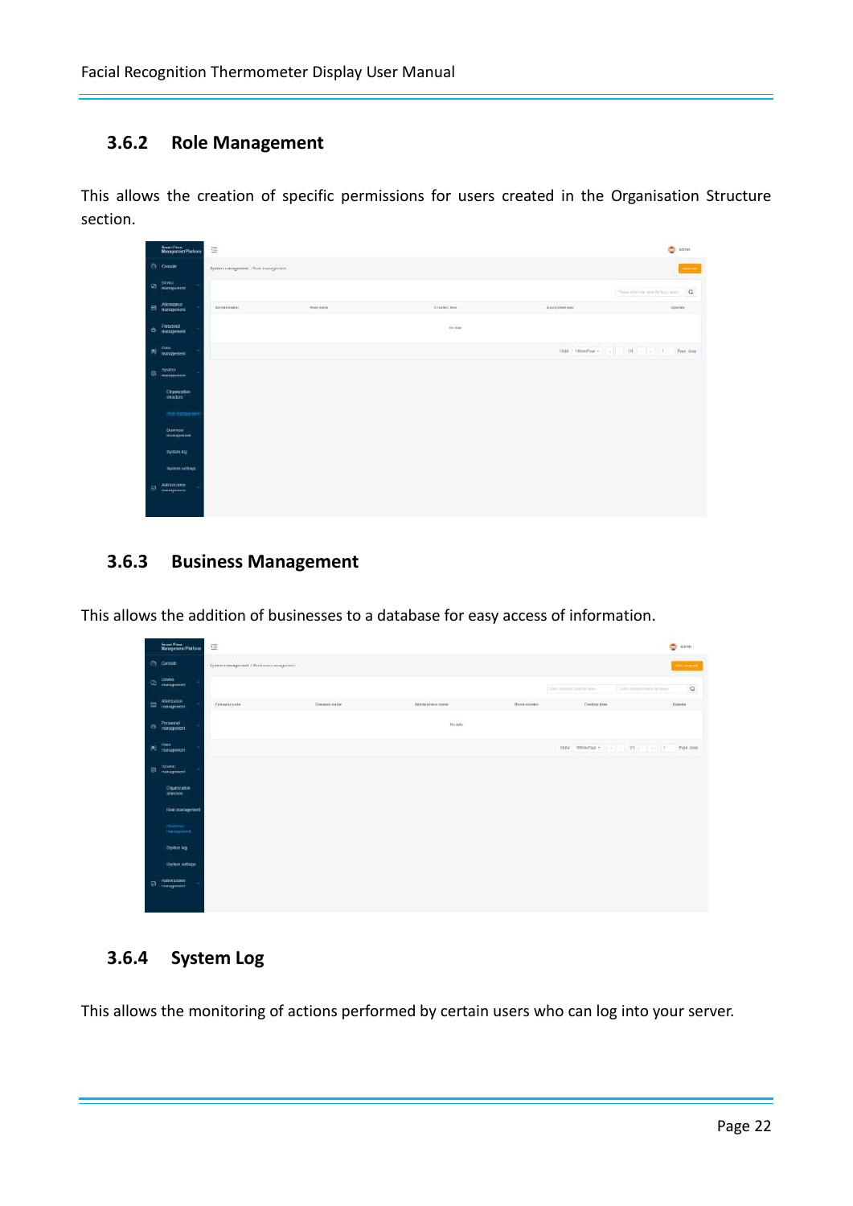### 3.6.2 Role Management

This allows the creation of specific permissions for users created in the Organisation Structure section.

### 3.6.3 Business Management

This allows the addition of businesses to a database for easy access of information.

### 3.6.4 System Log

This allows the monitoring of actions performed by certain users who can log into your server.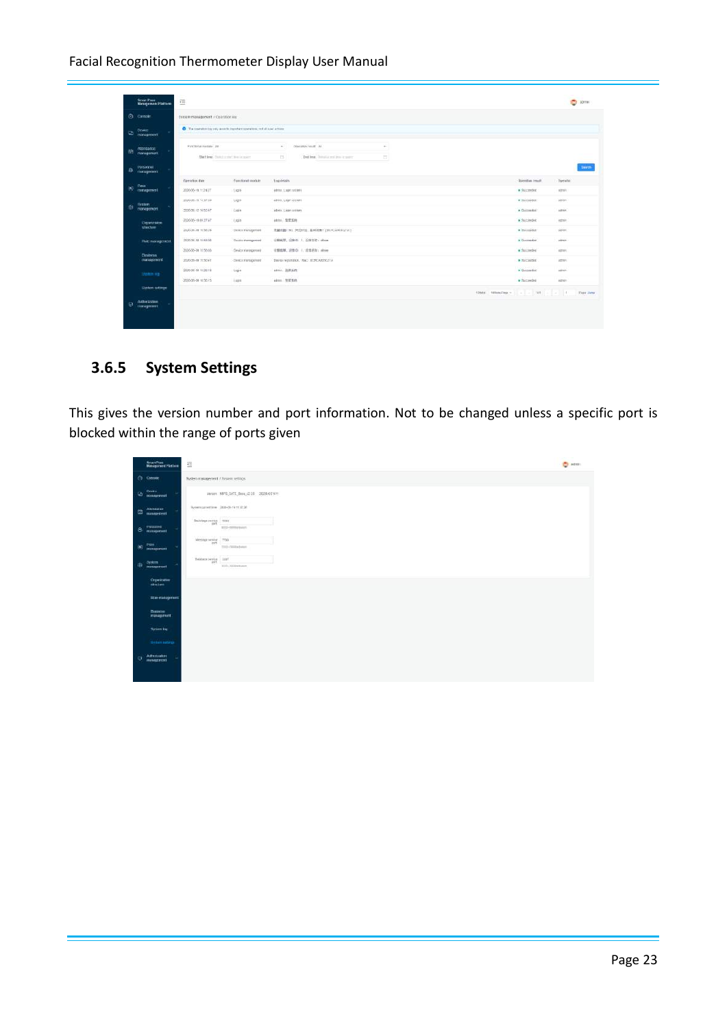### 3.6.5 System Settings

This gives the version number and port information. Not to be changed unless a specific port is blocked within the range of ports given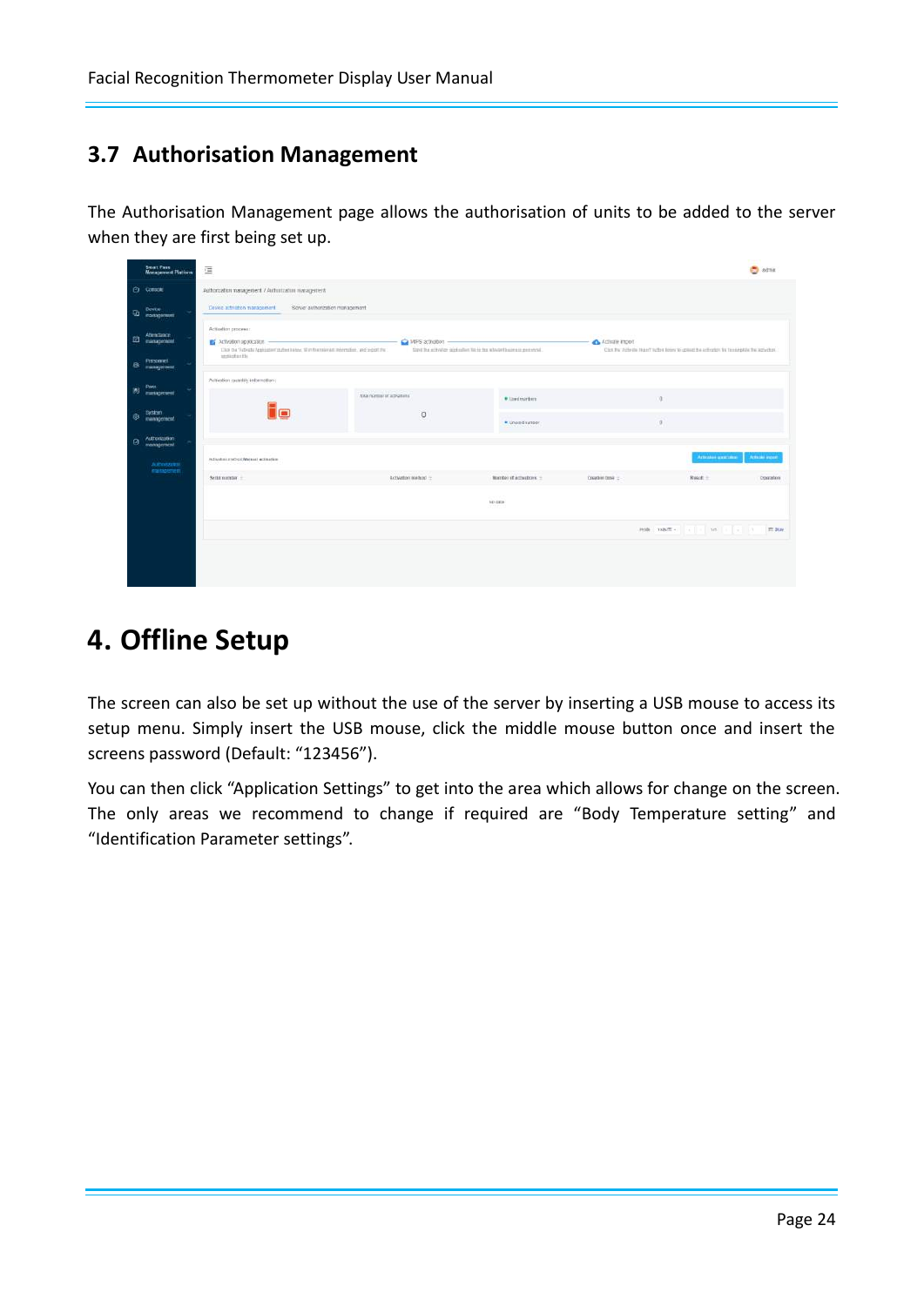## 3.7 Authorisation Management

The Authorisation Management page allows the authorisation of units to be added to the server when they are first being set up.

# 4. Offline Setup

The screen can also be set up without the use of the server by inserting a USB mouse to access its setup menu. Simply insert the USB mouse, click the middle mouse button once and insert the screens password (Default: “123456”).

You can then click “Application Settings” to get into the area which allows for change on the screen. The only areas we recommend to change if required are “Body Temperature setting” and “Identification Parameter settings”.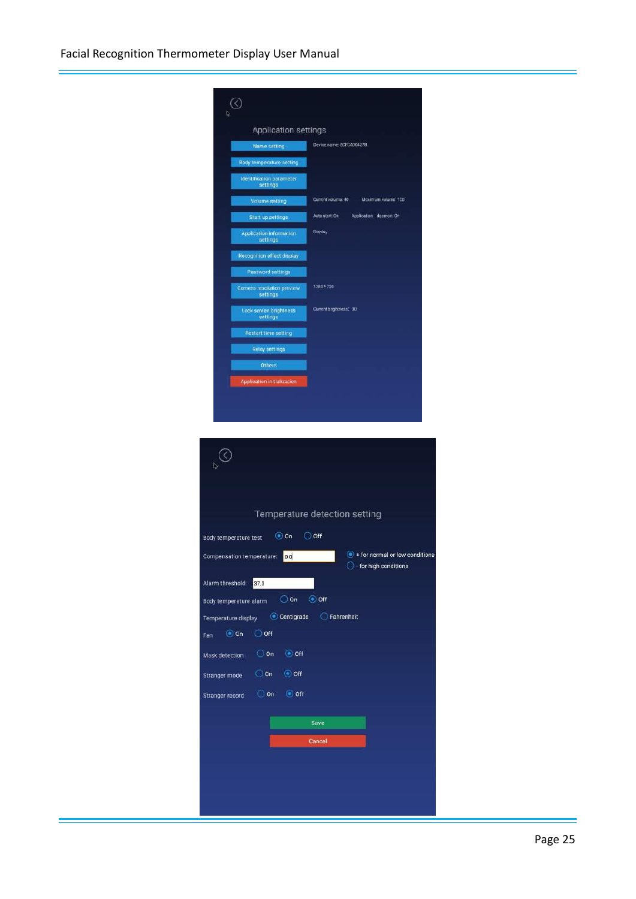Application settings

| Setting | Value |
|---|---|
| Name setting | Device name: 8CFCA00427B |
| Body temperature setting | |
| Identification parameter settings | |
| Volume setting | Current volume: 40 Maximum volume: 100 |
| Start up settings | Auto start: On Application daemon: On |
| Application information settings | Display |
| Recognition effect display | |
| Password settings | |
| Camera resolution preview settings | 1280 * 720 |
| Lock screen brightness settings | Current brightness: 30 |
| Restart time setting | |
| Relay settings | |
| Others | |
| Application initialization | |

Temperature detection setting

| Setting | Value |
|---|---|
| Body temperature test | (•) On ( ) Off |
| Compensation temperature: | 0.0 (•) + for normal or low conditions ( ) - for high conditions |
| Alarm threshold: | 37.3 |
| Body temperature alarm | ( ) On (•) Off |
| Temperature display | (•) Centigrade ( ) Fahrenheit |
| Fan | (•) On ( ) Off |
| Mask detection | ( ) On (•) Off |
| Stranger mode | ( ) On (•) Off |
| Stranger record | ( ) On (•) Off |

Save

Cancel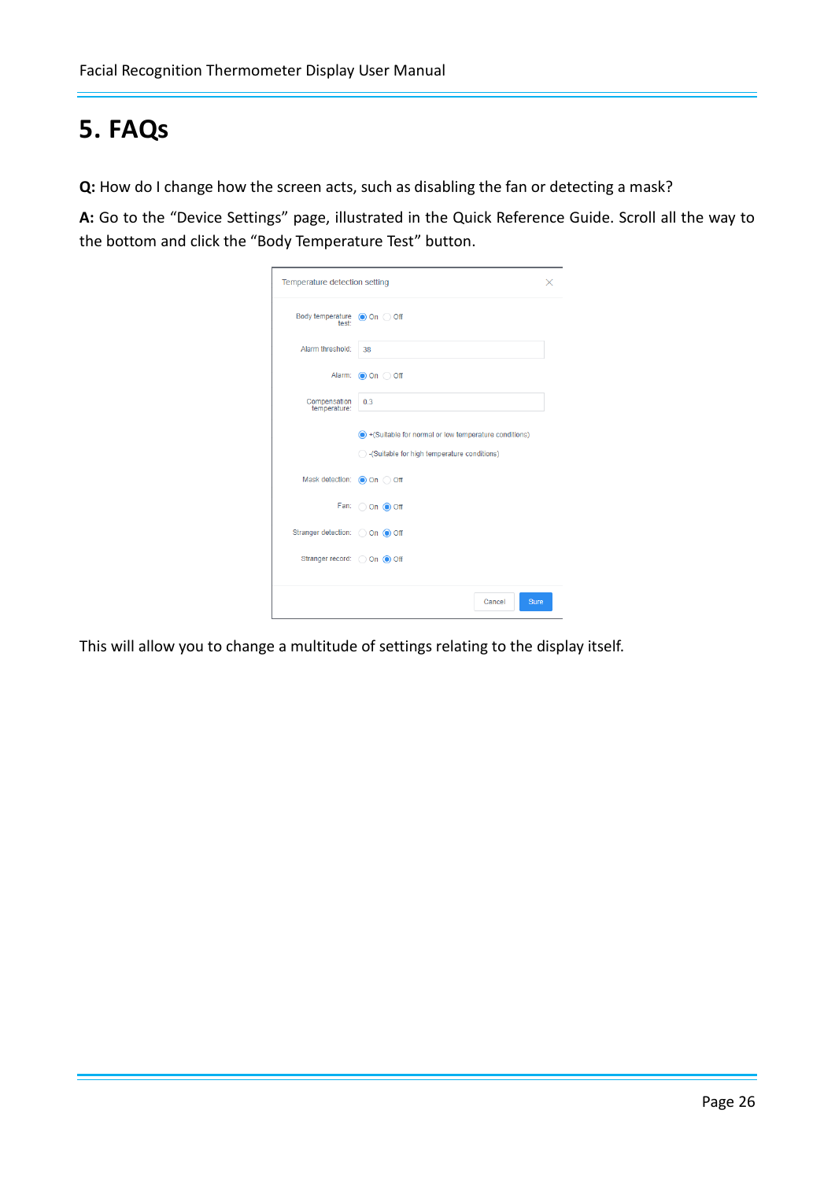# 5. FAQs

**Q:** How do I change how the screen acts, such as disabling the fan or detecting a mask?

**A:** Go to the "Device Settings" page, illustrated in the Quick Reference Guide. Scroll all the way to the bottom and click the "Body Temperature Test" button.

Temperature detection setting

Body temperature test: (●) On ( ) Off

Alarm threshold: 38

Alarm: (●) On ( ) Off

Compensation temperature: 0.3

(●) +(Suitable for normal or low temperature conditions)

( ) -(Suitable for high temperature conditions)

Mask detection: (●) On ( ) Off

Fan: ( ) On (●) Off

Stranger detection: ( ) On (●) Off

Stranger record: ( ) On (●) Off

Cancel | Sure

This will allow you to change a multitude of settings relating to the display itself.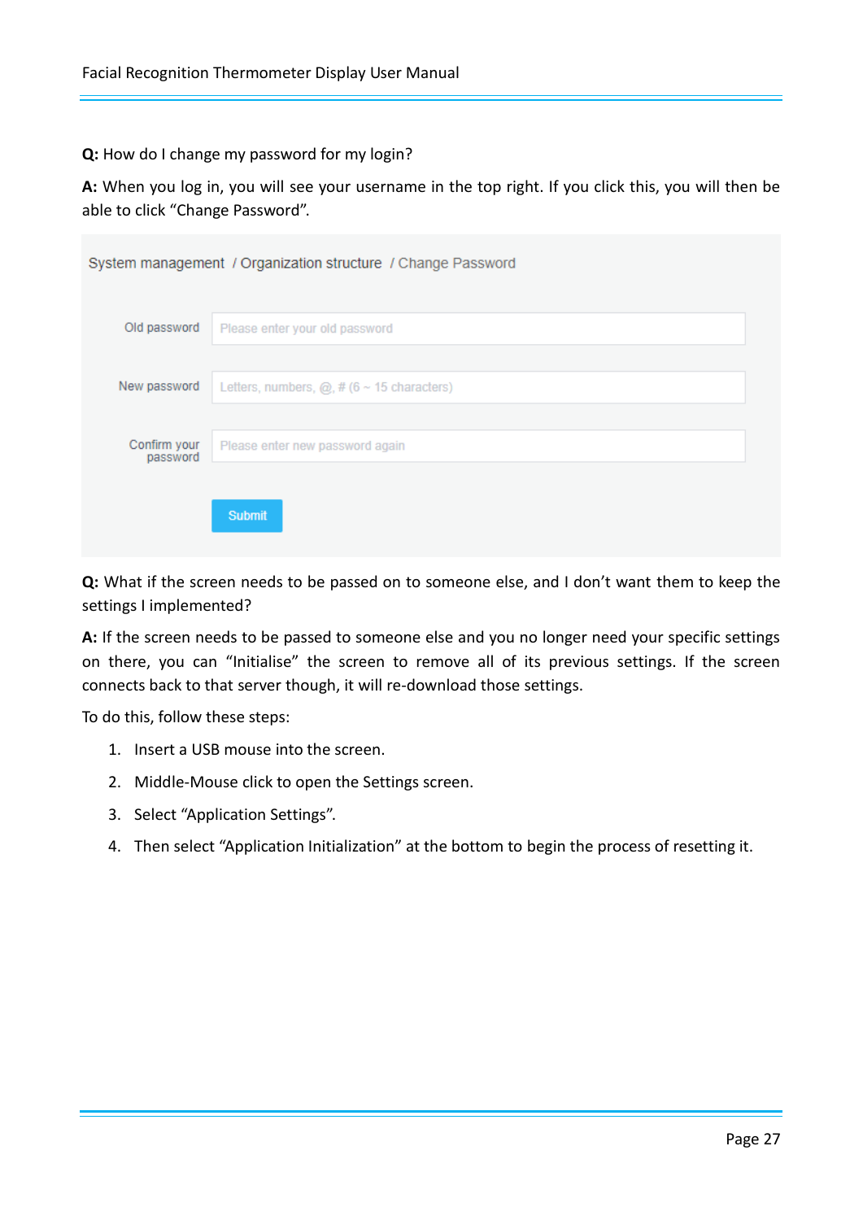**Q:** How do I change my password for my login?

**A:** When you log in, you will see your username in the top right. If you click this, you will then be able to click “Change Password”.

System management / Organization structure / Change Password

Old password: Please enter your old password

New password: Letters, numbers, @, # (6 ~ 15 characters)

Confirm your password: Please enter new password again

Submit

**Q:** What if the screen needs to be passed on to someone else, and I don’t want them to keep the settings I implemented?

**A:** If the screen needs to be passed to someone else and you no longer need your specific settings on there, you can “Initialise” the screen to remove all of its previous settings. If the screen connects back to that server though, it will re-download those settings.

To do this, follow these steps:

1. Insert a USB mouse into the screen.
2. Middle-Mouse click to open the Settings screen.
3. Select “Application Settings”.
4. Then select “Application Initialization” at the bottom to begin the process of resetting it.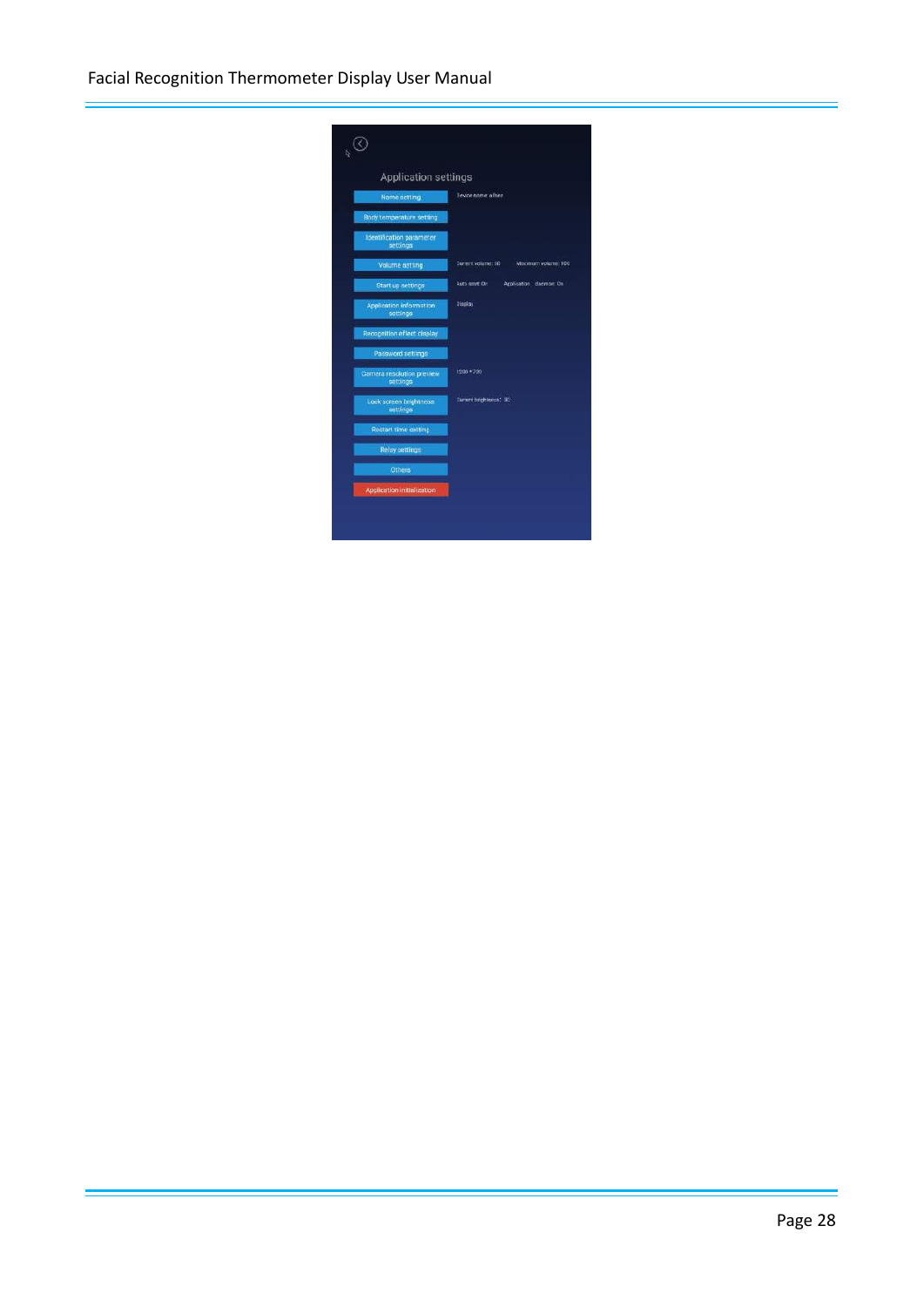Application settings

Name setting

Device name alias

Body temperature setting

Identification parameter settings

Volume setting

Current volume: 30

Maximum volume: 100

Start-up settings

Auto start: On

Application daemon: On

Application information settings

Display

Recognition effect display

Password settings

Camera resolution preview settings

1280 * 720

Lock screen brightness settings

Current brightness: 30

Restart time setting

Relay settings

Others

Application initialization